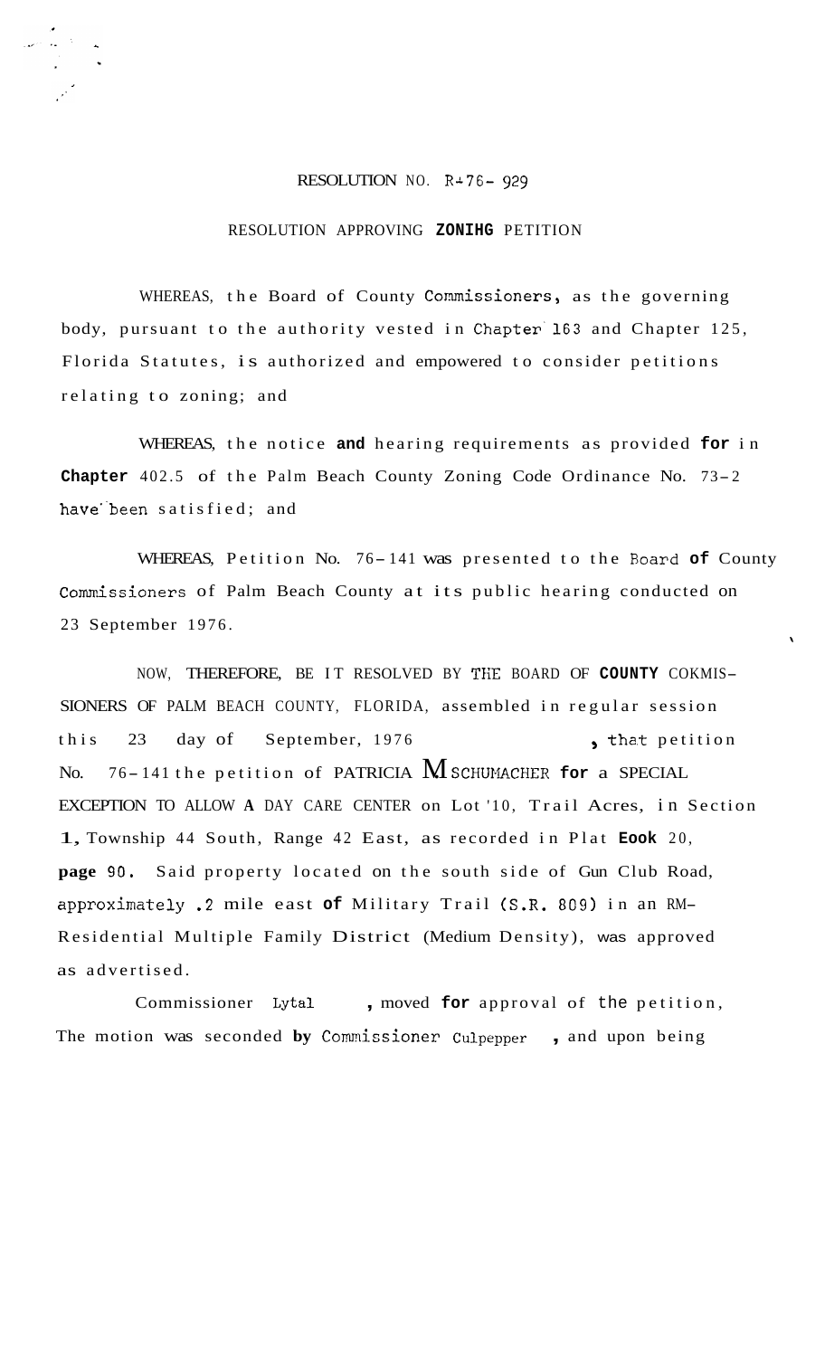RESOLUTION NO. R-76- 929

RESOLUTION APPROVING ZONIHG PETITION

WHEREAS, the Board of County Commissioners, as the governing body, pursuant to the authority vested in Chapter 163 and Chapter 125, Florida Statutes, is authorized and empowered to consider petitions relating to zoning; and

WHEREAS, the notice and hearing requirements as provided for in Chapter 402.5 of the Palm Beach County Zoning Code Ordinance No. 73-2 have been satisfied; and

WHEREAS, Petition No. 76-141 was presented to the Board of County Commissioners of Palm Beach County at its public hearing conducted on 23 September 1976.

NOW, THEREFORE, BE IT RESOLVED BY THE BOARD OF COUNTY COKMISSIONERS OF PALM BEACH COUNTY, FLORIDA, assembled in regular session this 23 day of September, 1976, that petition No. 76-141 the petition of PATRICIA M SCHUMACHER for a SPECIAL EXCEPTION TO ALLOW A DAY CARE CENTER on Lot '10, Trail Acres, in Section 1, Township 44 South, Range 42 East, as recorded in Plat Eook 20, page 90. Said property located on the south side of Gun Club Road, approximately .2 mile east of Military Trail (S.R. 809) in an RM-Residential Multiple Family District (Medium Density), was approved as advertised.

Commissioner Lytal, moved for approval of the petition, The motion was seconded by Commissioner Culpepper, and upon being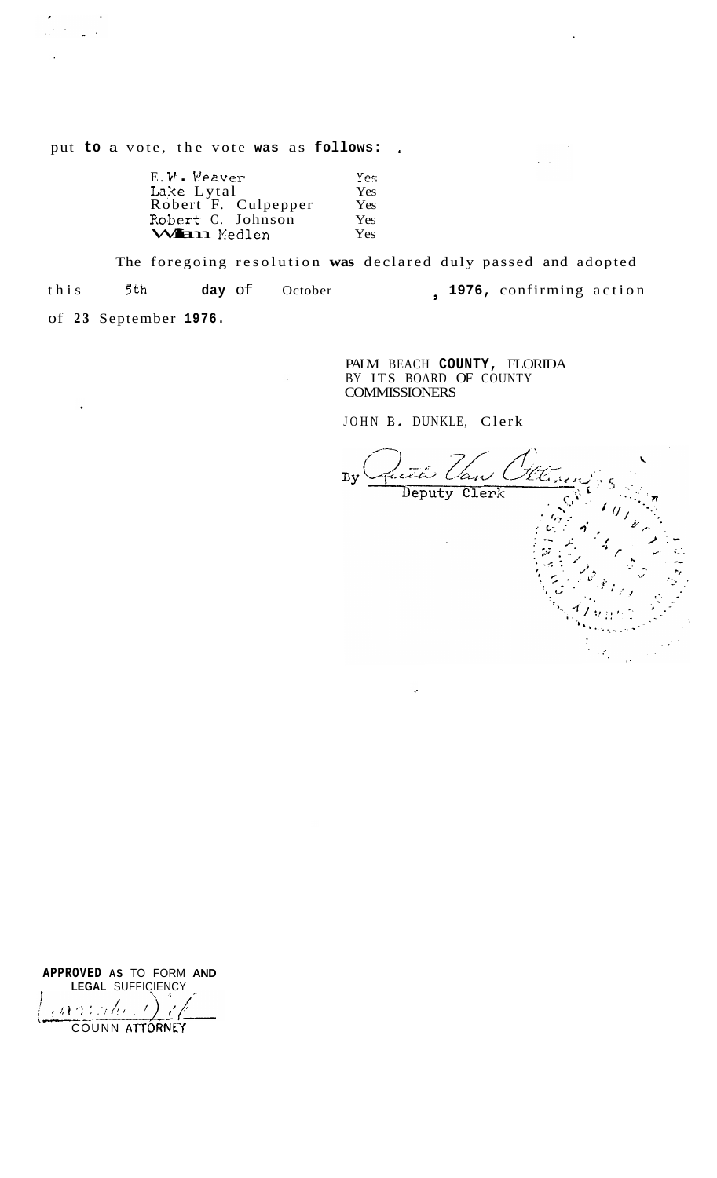put to a vote, the vote was as follows:

| | |
|---|---|
| E.W. Weaver | Yes |
| Lake Lytal | Yes |
| Robert F. Culpepper | Yes |
| Robert C. Johnson | Yes |
| Wm Medlen | Yes |

The foregoing resolution was declared duly passed and adopted this 5th day of October, 1976, confirming action of 23 September 1976.

PALM BEACH COUNTY, FLORIDA
BY ITS BOARD OF COUNTY COMMISSIONERS

JOHN B. DUNKLE, Clerk

By ______________________
Deputy Clerk

APPROVED AS TO FORM AND LEGAL SUFFICIENCY

______________________
COUNN ATTORNEY